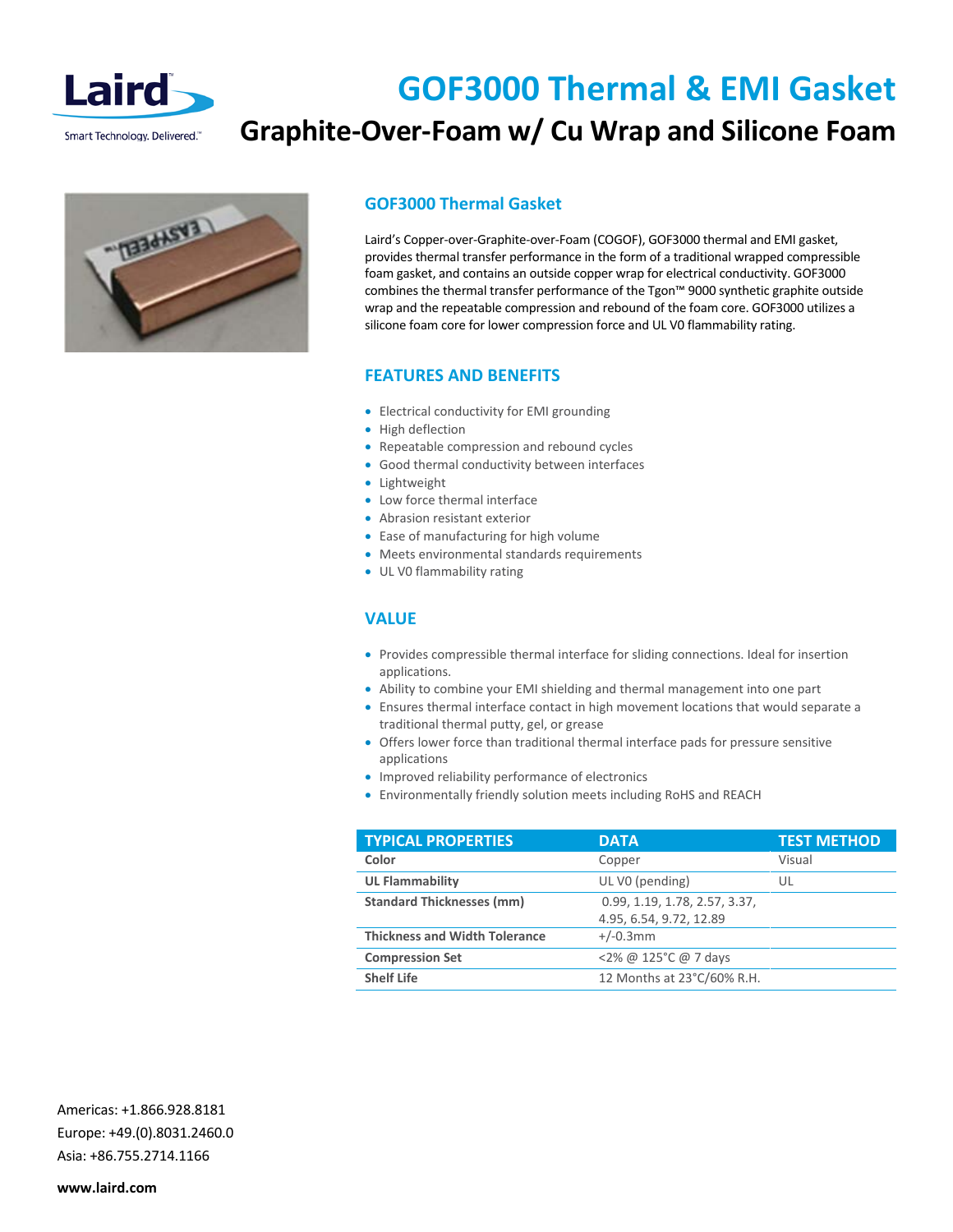# GOF3000 Thermal & EMI Gasket

## Graphite-Over-Foam w/ Cu Wrap and Silicone Foam

### GOF3000 Thermal Gasket

Laird's Copper-over-Graphite-over-Foam (COGOF), GOF3000 thermal and EMI gasket, provides thermal transfer performance in the form of a traditional wrapped compressible foam gasket, and contains an outside copper wrap for electrical conductivity. GOF3000 combines the thermal transfer performance of the Tgon™ 9000 synthetic graphite outside wrap and the repeatable compression and rebound of the foam core. GOF3000 utilizes a silicone foam core for lower compression force and UL V0 flammability rating.

### FEATURES AND BENEFITS

- Electrical conductivity for EMI grounding
- High deflection
- Repeatable compression and rebound cycles
- Good thermal conductivity between interfaces
- Lightweight
- Low force thermal interface
- Abrasion resistant exterior
- Ease of manufacturing for high volume
- Meets environmental standards requirements
- UL V0 flammability rating

### VALUE

- Provides compressible thermal interface for sliding connections. Ideal for insertion applications.
- Ability to combine your EMI shielding and thermal management into one part
- Ensures thermal interface contact in high movement locations that would separate a traditional thermal putty, gel, or grease
- Offers lower force than traditional thermal interface pads for pressure sensitive applications
- Improved reliability performance of electronics
- Environmentally friendly solution meets including RoHS and REACH

| TYPICAL PROPERTIES | DATA | TEST METHOD |
|---|---|---|
| **Color** | Copper | Visual |
| **UL Flammability** | UL V0 (pending) | UL |
| **Standard Thicknesses (mm)** | 0.99, 1.19, 1.78, 2.57, 3.37, 4.95, 6.54, 9.72, 12.89 | |
| **Thickness and Width Tolerance** | +/-0.3mm | |
| **Compression Set** | <2% @ 125°C @ 7 days | |
| **Shelf Life** | 12 Months at 23°C/60% R.H. | |

Americas: +1.866.928.8181
Europe: +49.(0).8031.2460.0
Asia: +86.755.2714.1166

**www.laird.com**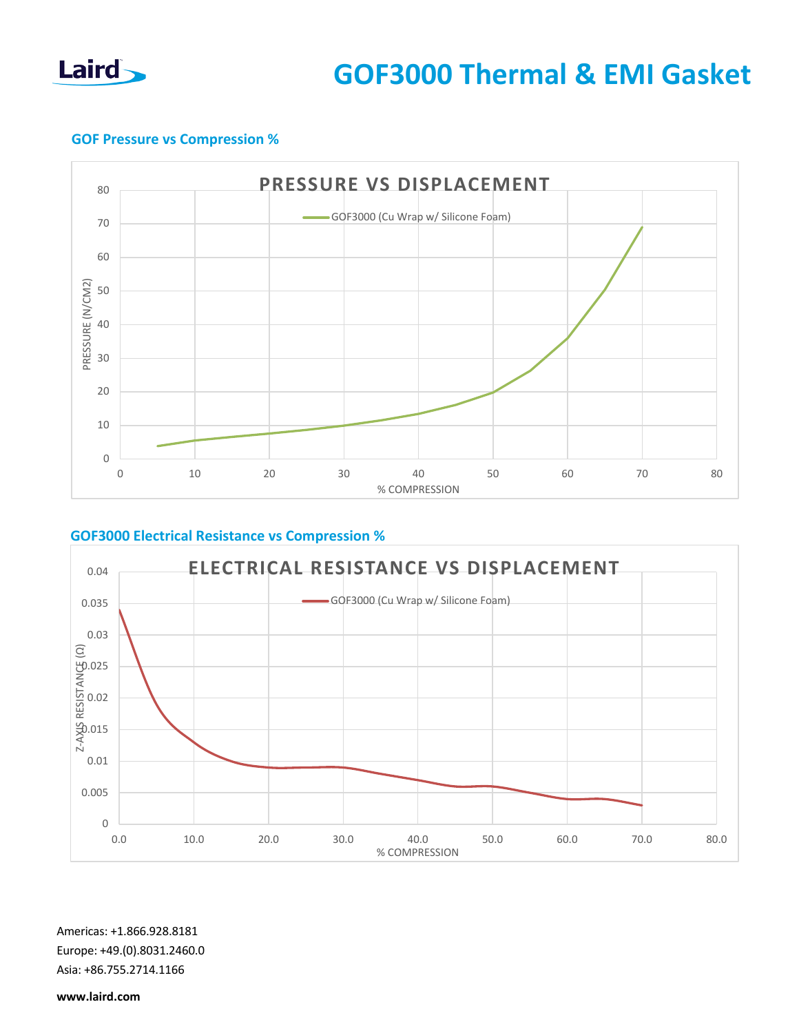# GOF3000 Thermal & EMI Gasket

## GOF Pressure vs Compression %

**PRESSURE VS DISPLACEMENT**

GOF3000 (Cu Wrap w/ Silicone Foam)

PRESSURE (N/CM2)

80
70
60
50
40
30
20
10
0

0 10 20 30 40 50 60 70 80

% COMPRESSION

## GOF3000 Electrical Resistance vs Compression %

**ELECTRICAL RESISTANCE VS DISPLACEMENT**

GOF3000 (Cu Wrap w/ Silicone Foam)

Z-AXIS RESISTANCE (Ω)

0.04
0.035
0.03
0.025
0.02
0.015
0.01
0.005
0

0.0 10.0 20.0 30.0 40.0 50.0 60.0 70.0 80.0

% COMPRESSION

Americas: +1.866.928.8181
Europe: +49.(0).8031.2460.0
Asia: +86.755.2714.1166

**www.laird.com**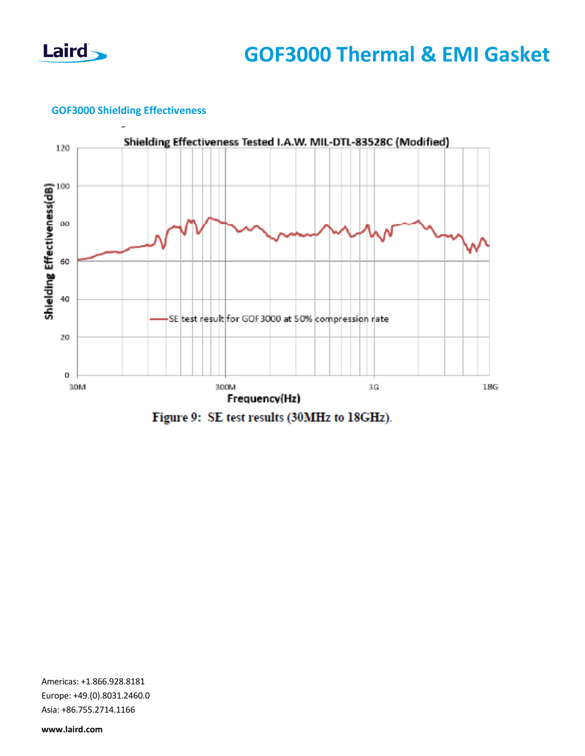## GOF3000 Shielding Effectiveness

Figure 9: SE test results (30MHz to 18GHz).

Americas: +1.866.928.8181
Europe: +49.(0).8031.2460.0
Asia: +86.755.2714.1166

**www.laird.com**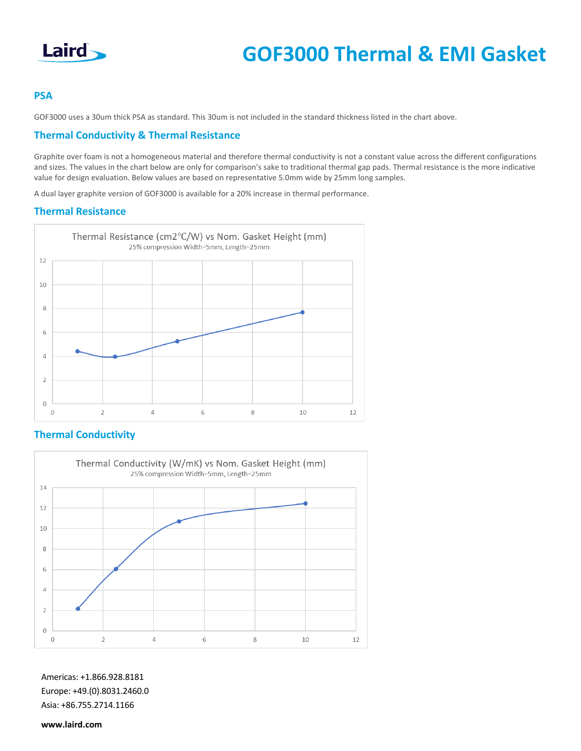## PSA

GOF3000 uses a 30um thick PSA as standard. This 30um is not included in the standard thickness listed in the chart above.

## Thermal Conductivity & Thermal Resistance

Graphite over foam is not a homogeneous material and therefore thermal conductivity is not a constant value across the different configurations and sizes. The values in the chart below are only for comparison's sake to traditional thermal gap pads. Thermal resistance is the more indicative value for design evaluation. Below values are based on representative 5.0mm wide by 25mm long samples.

A dual layer graphite version of GOF3000 is available for a 20% increase in thermal performance.

## Thermal Resistance

Thermal Resistance (cm2°C/W) vs Nom. Gasket Height (mm)

25% compression Width=5mm, Length=25mm

0 2 4 6 8 10 12

0 2 4 6 8 10 12

## Thermal Conductivity

Thermal Conductivity (W/mK) vs Nom. Gasket Height (mm)

25% compression Width=5mm, Length=25mm

0 2 4 6 8 10 12 14

0 2 4 6 8 10 12

Americas: +1.866.928.8181

Europe: +49.(0).8031.2460.0

Asia: +86.755.2714.1166

**www.laird.com**